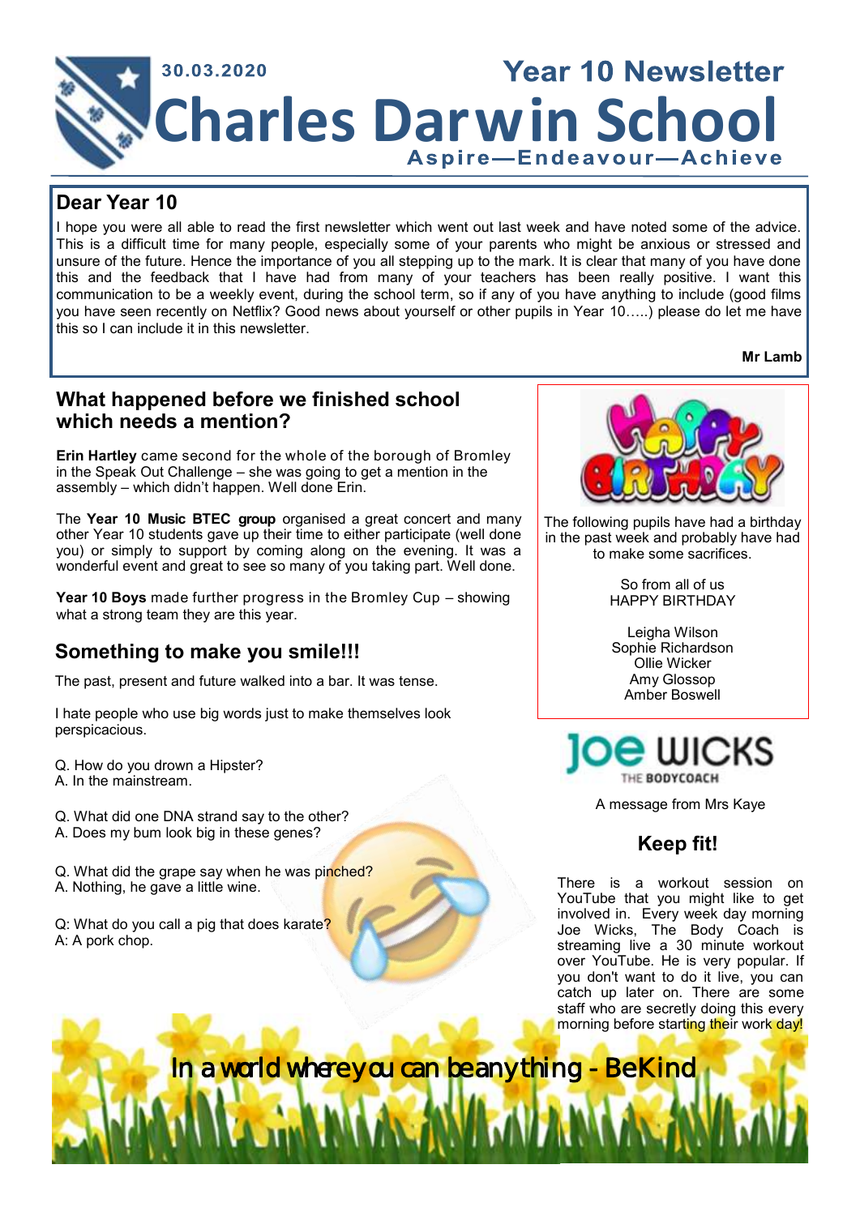30.03.2020

# Year 10 Newsletter

# Charles Darwin School

**Aspire—Endeavour—Achieve**

## Dear Year 10

I hope you were all able to read the first newsletter which went out last week and have noted some of the advice. This is a difficult time for many people, especially some of your parents who might be anxious or stressed and unsure of the future. Hence the importance of you all stepping up to the mark. It is clear that many of you have done this and the feedback that I have had from many of your teachers has been really positive. I want this communication to be a weekly event, during the school term, so if any of you have anything to include (good films you have seen recently on Netflix? Good news about yourself or other pupils in Year 10…..) please do let me have this so I can include it in this newsletter.

**Mr Lamb**

## What happened before we finished school which needs a mention?

**Erin Hartley** came second for the whole of the borough of Bromley in the Speak Out Challenge – she was going to get a mention in the assembly – which didn't happen. Well done Erin.

The **Year 10 Music BTEC group** organised a great concert and many other Year 10 students gave up their time to either participate (well done you) or simply to support by coming along on the evening. It was a wonderful event and great to see so many of you taking part. Well done.

**Year 10 Boys** made further progress in the Bromley Cup – showing what a strong team they are this year.

## Something to make you smile!!!

The past, present and future walked into a bar. It was tense.

I hate people who use big words just to make themselves look perspicacious.

Q. How do you drown a Hipster?
A. In the mainstream.

Q. What did one DNA strand say to the other?
A. Does my bum look big in these genes?

Q. What did the grape say when he was pinched?
A. Nothing, he gave a little wine.

Q: What do you call a pig that does karate?
A: A pork chop.

## HAPPY BIRTHDAY

The following pupils have had a birthday in the past week and probably have had to make some sacrifices.

So from all of us
HAPPY BIRTHDAY

Leigha Wilson
Sophie Richardson
Ollie Wicker
Amy Glossop
Amber Boswell

**Joe Wicks** THE BODYCOACH

A message from Mrs Kaye

## Keep fit!

There is a workout session on YouTube that you might like to get involved in. Every week day morning Joe Wicks, The Body Coach is streaming live a 30 minute workout over YouTube. He is very popular. If you don't want to do it live, you can catch up later on. There are some staff who are secretly doing this every morning before starting their work day!

In a world where you can be anything - Be Kind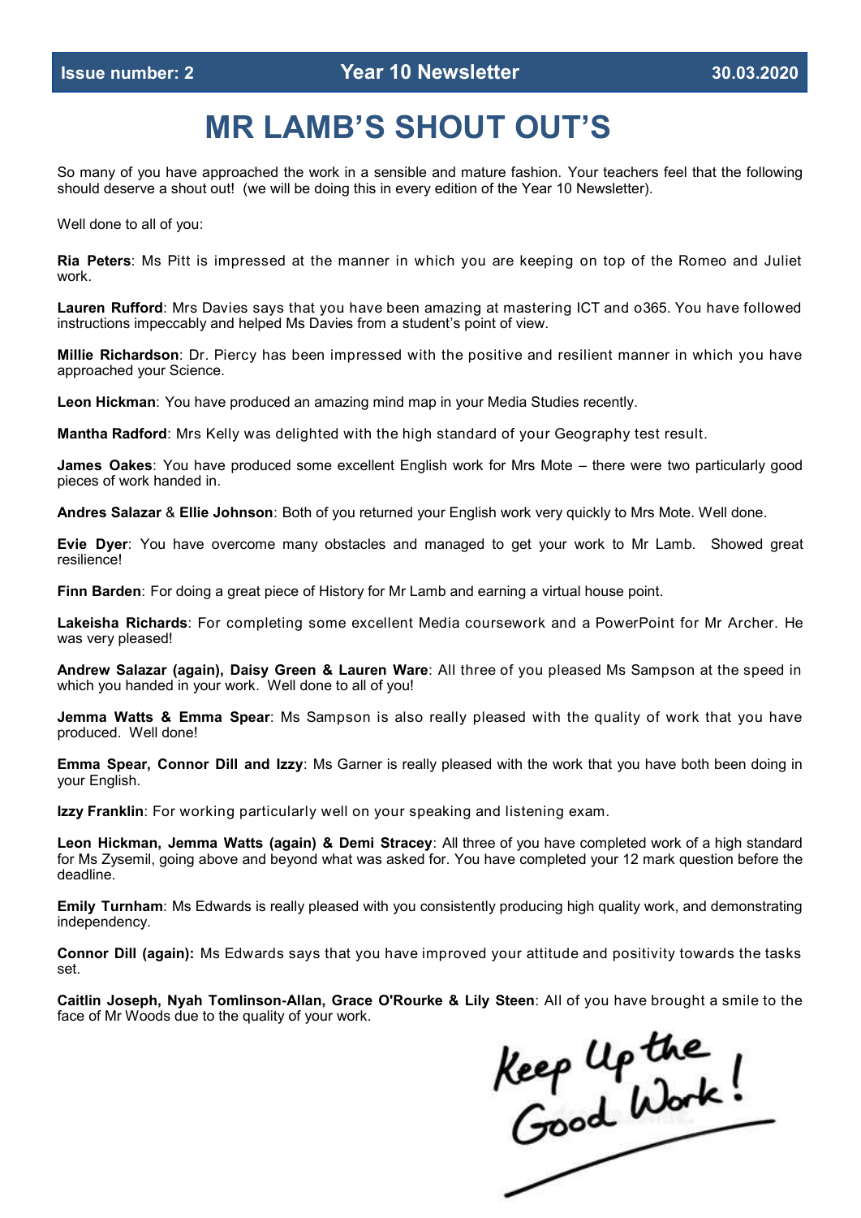Issue number: 2 | Year 10 Newsletter | 30.03.2020

# MR LAMB'S SHOUT OUT'S

So many of you have approached the work in a sensible and mature fashion. Your teachers feel that the following should deserve a shout out! (we will be doing this in every edition of the Year 10 Newsletter).

Well done to all of you:

**Ria Peters**: Ms Pitt is impressed at the manner in which you are keeping on top of the Romeo and Juliet work.

**Lauren Rufford**: Mrs Davies says that you have been amazing at mastering ICT and o365. You have followed instructions impeccably and helped Ms Davies from a student's point of view.

**Millie Richardson**: Dr. Piercy has been impressed with the positive and resilient manner in which you have approached your Science.

**Leon Hickman**: You have produced an amazing mind map in your Media Studies recently.

**Mantha Radford**: Mrs Kelly was delighted with the high standard of your Geography test result.

**James Oakes**: You have produced some excellent English work for Mrs Mote – there were two particularly good pieces of work handed in.

**Andres Salazar** & **Ellie Johnson**: Both of you returned your English work very quickly to Mrs Mote. Well done.

**Evie Dyer**: You have overcome many obstacles and managed to get your work to Mr Lamb. Showed great resilience!

**Finn Barden**: For doing a great piece of History for Mr Lamb and earning a virtual house point.

**Lakeisha Richards**: For completing some excellent Media coursework and a PowerPoint for Mr Archer. He was very pleased!

**Andrew Salazar (again), Daisy Green & Lauren Ware**: All three of you pleased Ms Sampson at the speed in which you handed in your work. Well done to all of you!

**Jemma Watts & Emma Spear**: Ms Sampson is also really pleased with the quality of work that you have produced. Well done!

**Emma Spear, Connor Dill and Izzy**: Ms Garner is really pleased with the work that you have both been doing in your English.

**Izzy Franklin**: For working particularly well on your speaking and listening exam.

**Leon Hickman, Jemma Watts (again) & Demi Stracey**: All three of you have completed work of a high standard for Ms Zysemil, going above and beyond what was asked for. You have completed your 12 mark question before the deadline.

**Emily Turnham**: Ms Edwards is really pleased with you consistently producing high quality work, and demonstrating independency.

**Connor Dill (again):** Ms Edwards says that you have improved your attitude and positivity towards the tasks set.

**Caitlin Joseph, Nyah Tomlinson-Allan, Grace O'Rourke & Lily Steen**: All of you have brought a smile to the face of Mr Woods due to the quality of your work.

Keep Up the Good Work!